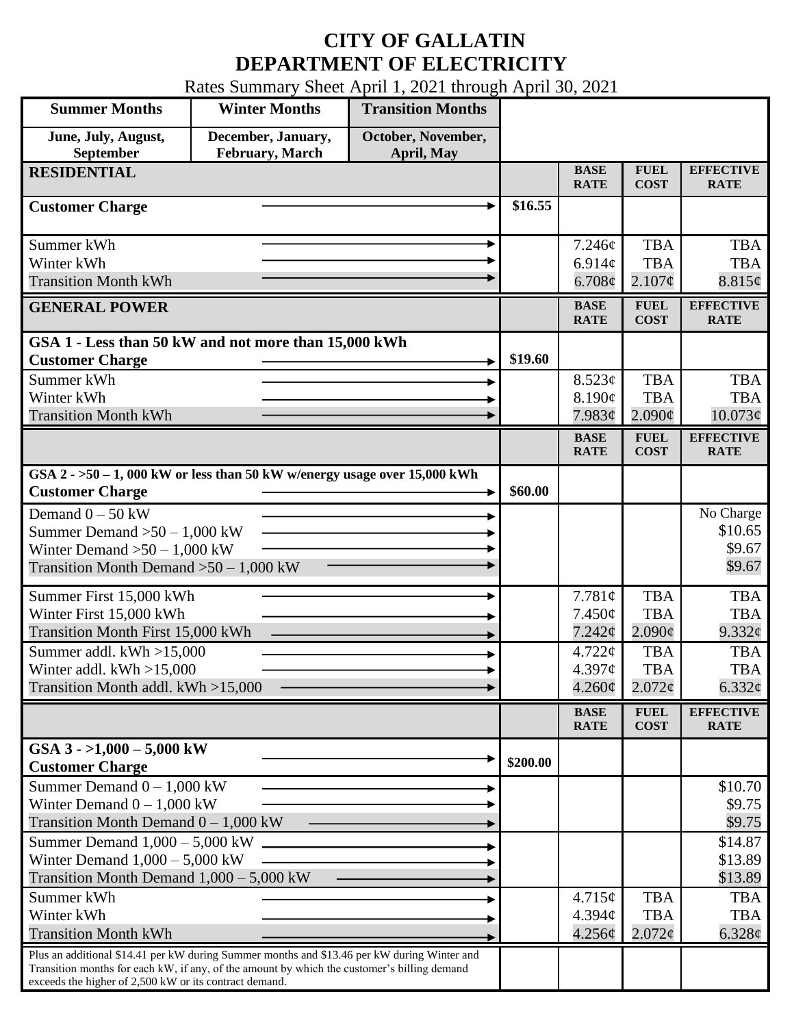# CITY OF GALLATIN
# DEPARTMENT OF ELECTRICITY

Rates Summary Sheet April 1, 2021 through April 30, 2021

| Summer Months | Winter Months | Transition Months |
|---|---|---|
| June, July, August, September | December, January, February, March | October, November, April, May |

| RESIDENTIAL | | BASE RATE | FUEL COST | EFFECTIVE RATE |
|---|---|---|---|---|
| **Customer Charge** | $16.55 | | | |
| Summer kWh | | 7.246¢ | TBA | TBA |
| Winter kWh | | 6.914¢ | TBA | TBA |
| Transition Month kWh | | 6.708¢ | 2.107¢ | 8.815¢ |

| GENERAL POWER | | BASE RATE | FUEL COST | EFFECTIVE RATE |
|---|---|---|---|---|
| **GSA 1 - Less than 50 kW and not more than 15,000 kWh** | | | | |
| **Customer Charge** | $19.60 | | | |
| Summer kWh | | 8.523¢ | TBA | TBA |
| Winter kWh | | 8.190¢ | TBA | TBA |
| Transition Month kWh | | 7.983¢ | 2.090¢ | 10.073¢ |

| | | BASE RATE | FUEL COST | EFFECTIVE RATE |
|---|---|---|---|---|
| **GSA 2 - >50 – 1, 000 kW or less than 50 kW w/energy usage over 15,000 kWh** | | | | |
| **Customer Charge** | $60.00 | | | |
| Demand 0 – 50 kW | | | | No Charge |
| Summer Demand >50 – 1,000 kW | | | | $10.65 |
| Winter Demand >50 – 1,000 kW | | | | $9.67 |
| Transition Month Demand >50 – 1,000 kW | | | | $9.67 |
| Summer First 15,000 kWh | | 7.781¢ | TBA | TBA |
| Winter First 15,000 kWh | | 7.450¢ | TBA | TBA |
| Transition Month First 15,000 kWh | | 7.242¢ | 2.090¢ | 9.332¢ |
| Summer addl. kWh >15,000 | | 4.722¢ | TBA | TBA |
| Winter addl. kWh >15,000 | | 4.397¢ | TBA | TBA |
| Transition Month addl. kWh >15,000 | | 4.260¢ | 2.072¢ | 6.332¢ |

| | | BASE RATE | FUEL COST | EFFECTIVE RATE |
|---|---|---|---|---|
| **GSA 3 - >1,000 – 5,000 kW** | | | | |
| **Customer Charge** | $200.00 | | | |
| Summer Demand 0 – 1,000 kW | | | | $10.70 |
| Winter Demand 0 – 1,000 kW | | | | $9.75 |
| Transition Month Demand 0 – 1,000 kW | | | | $9.75 |
| Summer Demand 1,000 – 5,000 kW | | | | $14.87 |
| Winter Demand 1,000 – 5,000 kW | | | | $13.89 |
| Transition Month Demand 1,000 – 5,000 kW | | | | $13.89 |
| Summer kWh | | 4.715¢ | TBA | TBA |
| Winter kWh | | 4.394¢ | TBA | TBA |
| Transition Month kWh | | 4.256¢ | 2.072¢ | 6.328¢ |
| Plus an additional $14.41 per kW during Summer months and $13.46 per kW during Winter and Transition months for each kW, if any, of the amount by which the customer's billing demand exceeds the higher of 2,500 kW or its contract demand. | | | | |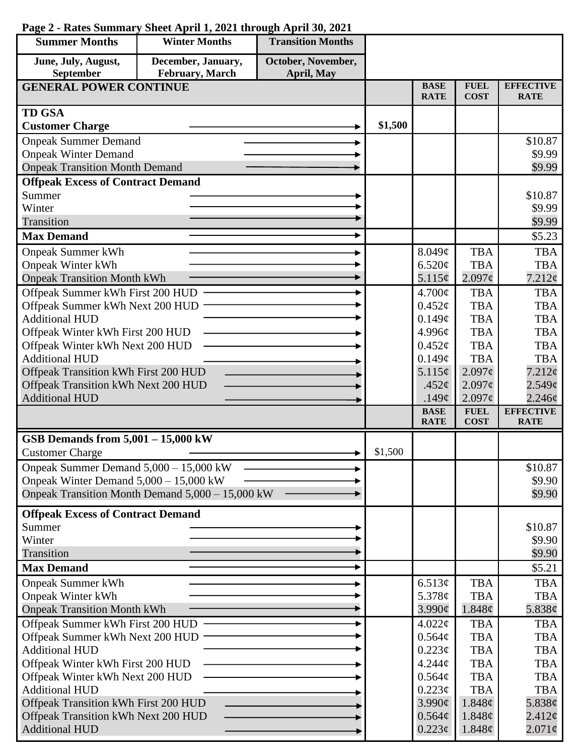**Page 2 - Rates Summary Sheet April 1, 2021 through April 30, 2021**

| Summer Months | Winter Months | Transition Months |
|---|---|---|
| June, July, August, September | December, January, February, March | October, November, April, May |

| GENERAL POWER CONTINUE | | BASE RATE | FUEL COST | EFFECTIVE RATE |
|---|---|---|---|---|
| **TD GSA** | | | | |
| **Customer Charge** | **$1,500** | | | |
| Onpeak Summer Demand | | | | $10.87 |
| Onpeak Winter Demand | | | | $9.99 |
| Onpeak Transition Month Demand | | | | $9.99 |
| **Offpeak Excess of Contract Demand** | | | | |
| Summer | | | | $10.87 |
| Winter | | | | $9.99 |
| Transition | | | | $9.99 |
| **Max Demand** | | | | $5.23 |
| Onpeak Summer kWh | | 8.049¢ | TBA | TBA |
| Onpeak Winter kWh | | 6.520¢ | TBA | TBA |
| Onpeak Transition Month kWh | | 5.115¢ | 2.097¢ | 7.212¢ |
| Offpeak Summer kWh First 200 HUD | | 4.700¢ | TBA | TBA |
| Offpeak Summer kWh Next 200 HUD | | 0.452¢ | TBA | TBA |
| Additional HUD | | 0.149¢ | TBA | TBA |
| Offpeak Winter kWh First 200 HUD | | 4.996¢ | TBA | TBA |
| Offpeak Winter kWh Next 200 HUD | | 0.452¢ | TBA | TBA |
| Additional HUD | | 0.149¢ | TBA | TBA |
| Offpeak Transition kWh First 200 HUD | | 5.115¢ | 2.097¢ | 7.212¢ |
| Offpeak Transition kWh Next 200 HUD | | .452¢ | 2.097¢ | 2.549¢ |
| Additional HUD | | .149¢ | 2.097¢ | 2.246¢ |

| | | BASE RATE | FUEL COST | EFFECTIVE RATE |
|---|---|---|---|---|
| **GSB Demands from 5,001 – 15,000 kW** | | | | |
| Customer Charge | $1,500 | | | |
| Onpeak Summer Demand 5,000 – 15,000 kW | | | | $10.87 |
| Onpeak Winter Demand 5,000 – 15,000 kW | | | | $9.90 |
| Onpeak Transition Month Demand 5,000 – 15,000 kW | | | | $9.90 |
| **Offpeak Excess of Contract Demand** | | | | |
| Summer | | | | $10.87 |
| Winter | | | | $9.90 |
| Transition | | | | $9.90 |
| **Max Demand** | | | | $5.21 |
| Onpeak Summer kWh | | 6.513¢ | TBA | TBA |
| Onpeak Winter kWh | | 5.378¢ | TBA | TBA |
| Onpeak Transition Month kWh | | 3.990¢ | 1.848¢ | 5.838¢ |
| Offpeak Summer kWh First 200 HUD | | 4.022¢ | TBA | TBA |
| Offpeak Summer kWh Next 200 HUD | | 0.564¢ | TBA | TBA |
| Additional HUD | | 0.223¢ | TBA | TBA |
| Offpeak Winter kWh First 200 HUD | | 4.244¢ | TBA | TBA |
| Offpeak Winter kWh Next 200 HUD | | 0.564¢ | TBA | TBA |
| Additional HUD | | 0.223¢ | TBA | TBA |
| Offpeak Transition kWh First 200 HUD | | 3.990¢ | 1.848¢ | 5.838¢ |
| Offpeak Transition kWh Next 200 HUD | | 0.564¢ | 1.848¢ | 2.412¢ |
| Additional HUD | | 0.223¢ | 1.848¢ | 2.071¢ |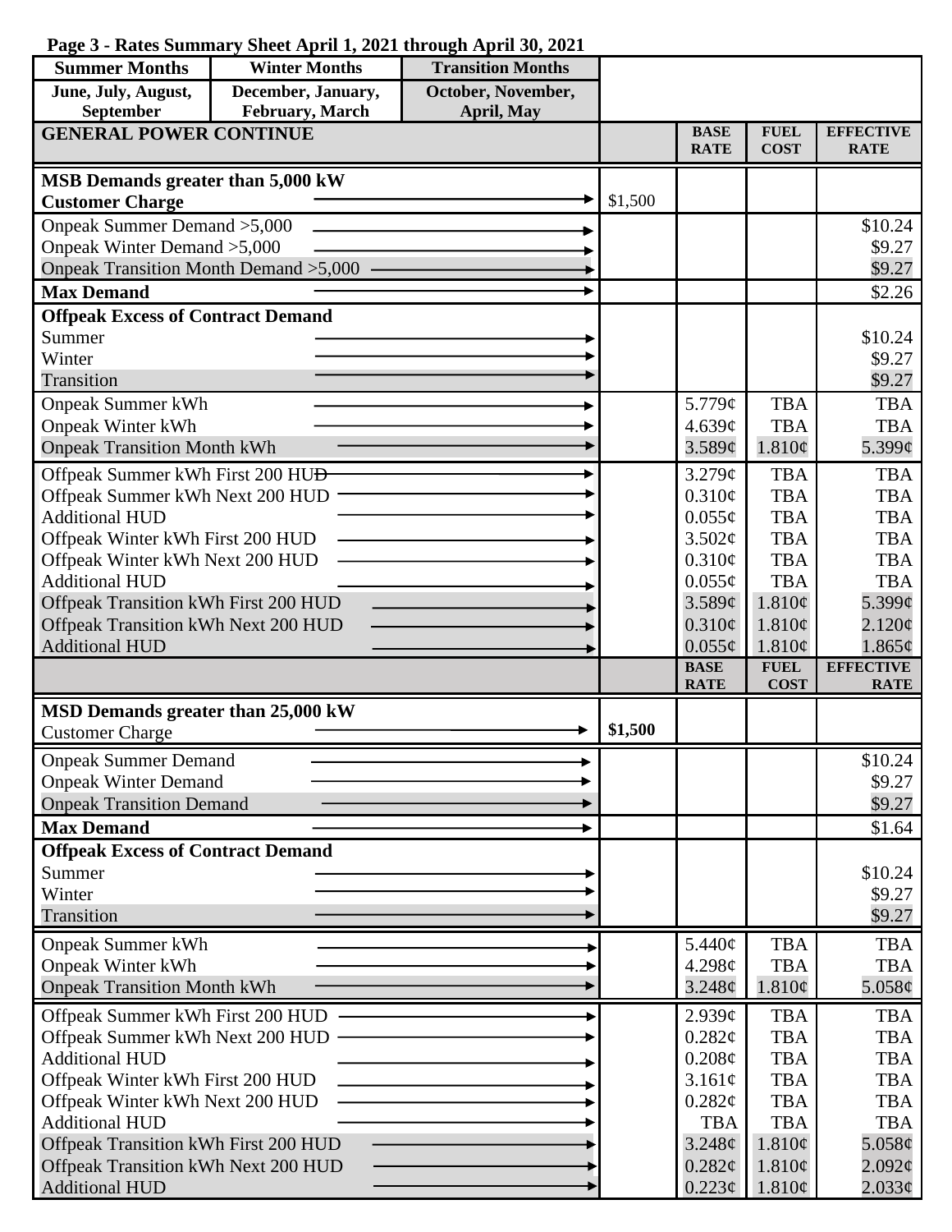**Page 3 - Rates Summary Sheet April 1, 2021 through April 30, 2021**

| Summer Months | Winter Months | Transition Months |
|---|---|---|
| June, July, August, September | December, January, February, March | October, November, April, May |

| GENERAL POWER CONTINUE | | BASE RATE | FUEL COST | EFFECTIVE RATE |
|---|---|---|---|---|
| **MSB Demands greater than 5,000 kW** | | | | |
| **Customer Charge** | $1,500 | | | |
| Onpeak Summer Demand >5,000 | | | | $10.24 |
| Onpeak Winter Demand >5,000 | | | | $9.27 |
| Onpeak Transition Month Demand >5,000 | | | | $9.27 |
| **Max Demand** | | | | $2.26 |
| **Offpeak Excess of Contract Demand** | | | | |
| Summer | | | | $10.24 |
| Winter | | | | $9.27 |
| Transition | | | | $9.27 |
| Onpeak Summer kWh | | 5.779¢ | TBA | TBA |
| Onpeak Winter kWh | | 4.639¢ | TBA | TBA |
| Onpeak Transition Month kWh | | 3.589¢ | 1.810¢ | 5.399¢ |
| Offpeak Summer kWh First 200 HUD | | 3.279¢ | TBA | TBA |
| Offpeak Summer kWh Next 200 HUD | | 0.310¢ | TBA | TBA |
| Additional HUD | | 0.055¢ | TBA | TBA |
| Offpeak Winter kWh First 200 HUD | | 3.502¢ | TBA | TBA |
| Offpeak Winter kWh Next 200 HUD | | 0.310¢ | TBA | TBA |
| Additional HUD | | 0.055¢ | TBA | TBA |
| Offpeak Transition kWh First 200 HUD | | 3.589¢ | 1.810¢ | 5.399¢ |
| Offpeak Transition kWh Next 200 HUD | | 0.310¢ | 1.810¢ | 2.120¢ |
| Additional HUD | | 0.055¢ | 1.810¢ | 1.865¢ |

| | | BASE RATE | FUEL COST | EFFECTIVE RATE |
|---|---|---|---|---|
| **MSD Demands greater than 25,000 kW** | | | | |
| Customer Charge | **$1,500** | | | |
| Onpeak Summer Demand | | | | $10.24 |
| Onpeak Winter Demand | | | | $9.27 |
| Onpeak Transition Demand | | | | $9.27 |
| **Max Demand** | | | | $1.64 |
| **Offpeak Excess of Contract Demand** | | | | |
| Summer | | | | $10.24 |
| Winter | | | | $9.27 |
| Transition | | | | $9.27 |
| Onpeak Summer kWh | | 5.440¢ | TBA | TBA |
| Onpeak Winter kWh | | 4.298¢ | TBA | TBA |
| Onpeak Transition Month kWh | | 3.248¢ | 1.810¢ | 5.058¢ |
| Offpeak Summer kWh First 200 HUD | | 2.939¢ | TBA | TBA |
| Offpeak Summer kWh Next 200 HUD | | 0.282¢ | TBA | TBA |
| Additional HUD | | 0.208¢ | TBA | TBA |
| Offpeak Winter kWh First 200 HUD | | 3.161¢ | TBA | TBA |
| Offpeak Winter kWh Next 200 HUD | | 0.282¢ | TBA | TBA |
| Additional HUD | | TBA | TBA | TBA |
| Offpeak Transition kWh First 200 HUD | | 3.248¢ | 1.810¢ | 5.058¢ |
| Offpeak Transition kWh Next 200 HUD | | 0.282¢ | 1.810¢ | 2.092¢ |
| Additional HUD | | 0.223¢ | 1.810¢ | 2.033¢ |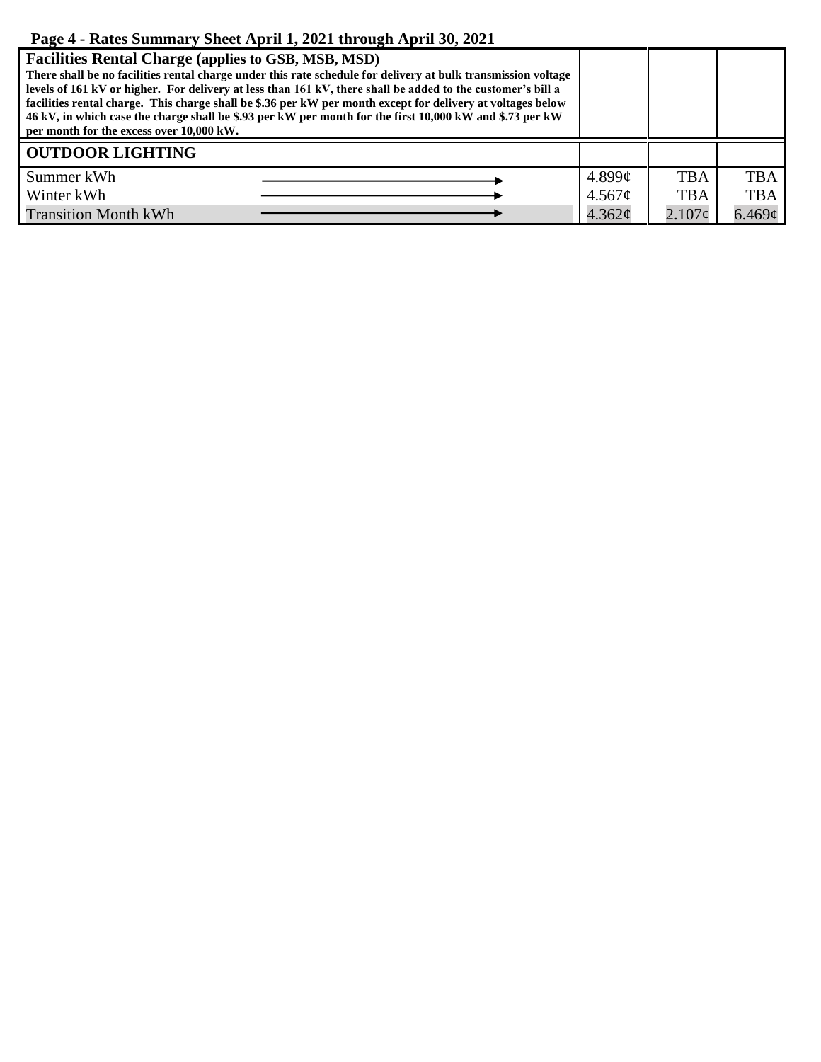**Page 4 - Rates Summary Sheet April 1, 2021 through April 30, 2021**

| | | | |
|---|---|---|---|
| **Facilities Rental Charge (applies to GSB, MSB, MSD)**<br>**There shall be no facilities rental charge under this rate schedule for delivery at bulk transmission voltage levels of 161 kV or higher. For delivery at less than 161 kV, there shall be added to the customer's bill a facilities rental charge. This charge shall be $.36 per kW per month except for delivery at voltages below 46 kV, in which case the charge shall be $.93 per kW per month for the first 10,000 kW and $.73 per kW per month for the excess over 10,000 kW.** | | | |
| **OUTDOOR LIGHTING** | | | |
| Summer kWh ⟶ | 4.899¢ | TBA | TBA |
| Winter kWh ⟶ | 4.567¢ | TBA | TBA |
| Transition Month kWh ⟶ | 4.362¢ | 2.107¢ | 6.469¢ |